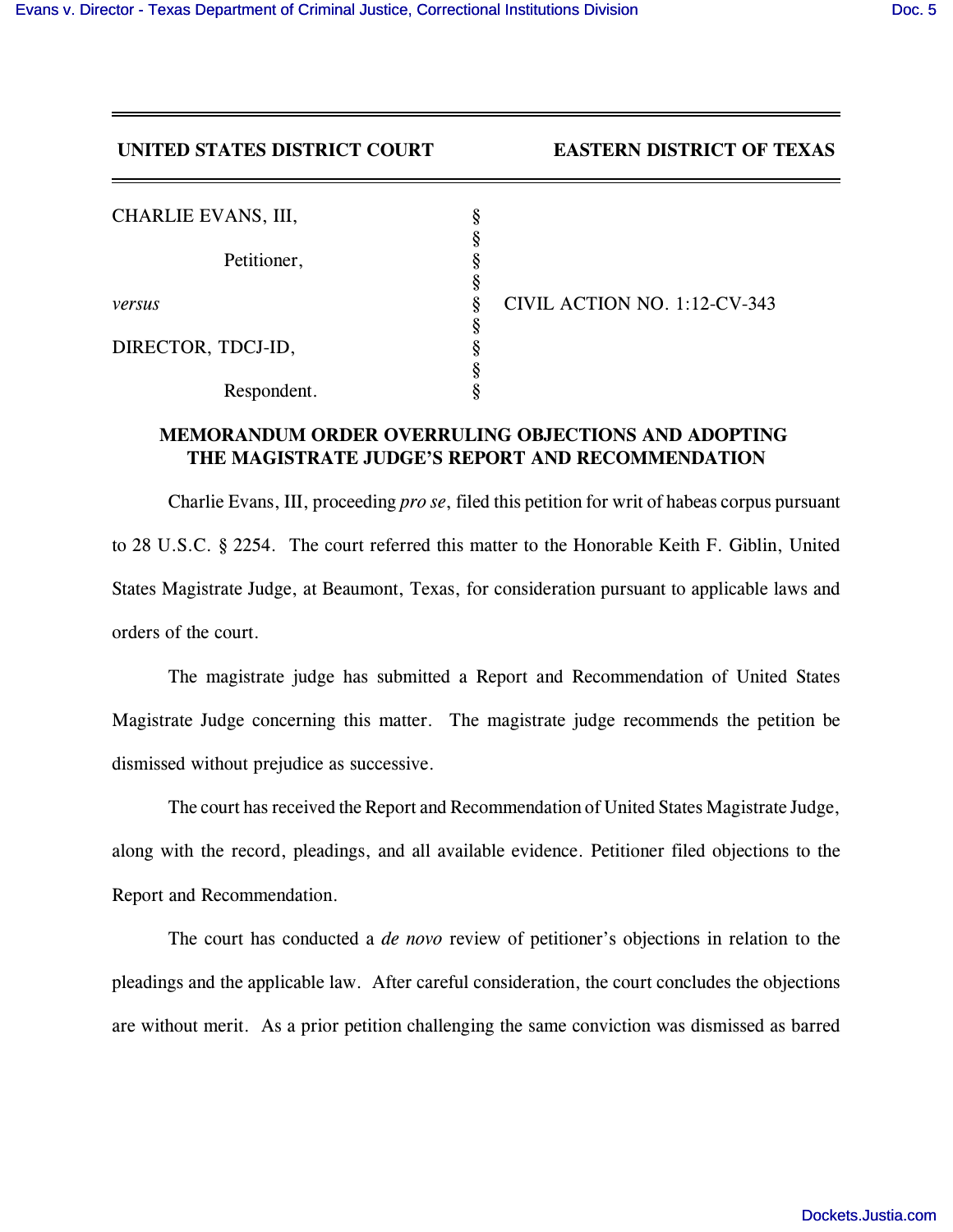**UNITED STATES DISTRICT COURT EASTERN DISTRICT OF TEXAS**

| | | |
|---|---|---|
| CHARLIE EVANS, III, | § | |
| | § | |
| Petitioner, | § | |
| | § | |
| *versus* | § | CIVIL ACTION NO. 1:12-CV-343 |
| | § | |
| DIRECTOR, TDCJ-ID, | § | |
| | § | |
| Respondent. | § | |

## MEMORANDUM ORDER OVERRULING OBJECTIONS AND ADOPTING THE MAGISTRATE JUDGE'S REPORT AND RECOMMENDATION

Charlie Evans, III, proceeding *pro se*, filed this petition for writ of habeas corpus pursuant to 28 U.S.C. § 2254. The court referred this matter to the Honorable Keith F. Giblin, United States Magistrate Judge, at Beaumont, Texas, for consideration pursuant to applicable laws and orders of the court.

The magistrate judge has submitted a Report and Recommendation of United States Magistrate Judge concerning this matter. The magistrate judge recommends the petition be dismissed without prejudice as successive.

The court has received the Report and Recommendation of United States Magistrate Judge, along with the record, pleadings, and all available evidence. Petitioner filed objections to the Report and Recommendation.

The court has conducted a *de novo* review of petitioner's objections in relation to the pleadings and the applicable law. After careful consideration, the court concludes the objections are without merit. As a prior petition challenging the same conviction was dismissed as barred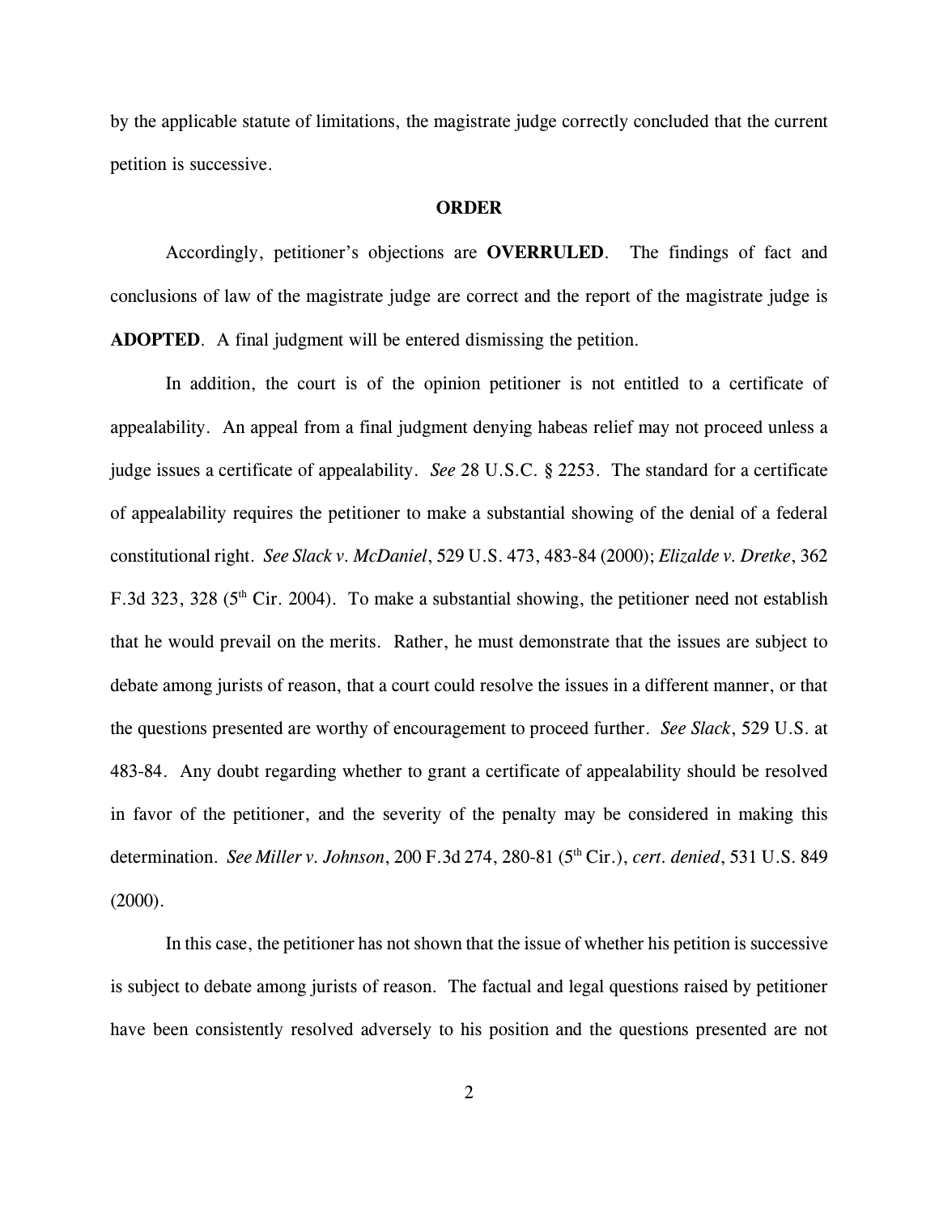by the applicable statute of limitations, the magistrate judge correctly concluded that the current petition is successive.

## ORDER

Accordingly, petitioner's objections are **OVERRULED**. The findings of fact and conclusions of law of the magistrate judge are correct and the report of the magistrate judge is **ADOPTED**. A final judgment will be entered dismissing the petition.

In addition, the court is of the opinion petitioner is not entitled to a certificate of appealability. An appeal from a final judgment denying habeas relief may not proceed unless a judge issues a certificate of appealability. *See* 28 U.S.C. § 2253. The standard for a certificate of appealability requires the petitioner to make a substantial showing of the denial of a federal constitutional right. *See Slack v. McDaniel*, 529 U.S. 473, 483-84 (2000); *Elizalde v. Dretke*, 362 F.3d 323, 328 (5th Cir. 2004). To make a substantial showing, the petitioner need not establish that he would prevail on the merits. Rather, he must demonstrate that the issues are subject to debate among jurists of reason, that a court could resolve the issues in a different manner, or that the questions presented are worthy of encouragement to proceed further. *See Slack*, 529 U.S. at 483-84. Any doubt regarding whether to grant a certificate of appealability should be resolved in favor of the petitioner, and the severity of the penalty may be considered in making this determination. *See Miller v. Johnson*, 200 F.3d 274, 280-81 (5th Cir.), *cert. denied*, 531 U.S. 849 (2000).

In this case, the petitioner has not shown that the issue of whether his petition is successive is subject to debate among jurists of reason. The factual and legal questions raised by petitioner have been consistently resolved adversely to his position and the questions presented are not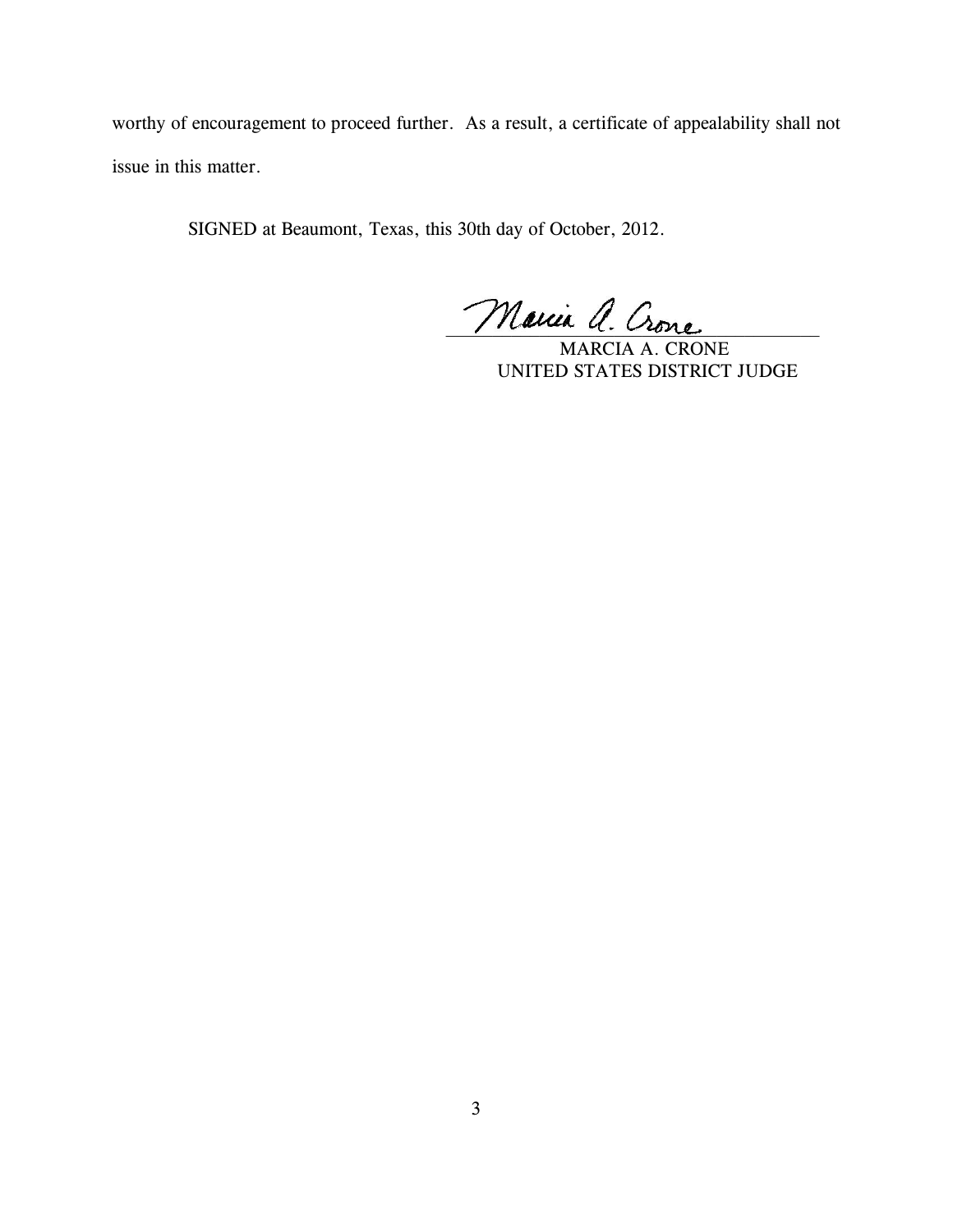worthy of encouragement to proceed further. As a result, a certificate of appealability shall not issue in this matter.

SIGNED at Beaumont, Texas, this 30th day of October, 2012.

Marcia A. Crone

MARCIA A. CRONE
UNITED STATES DISTRICT JUDGE